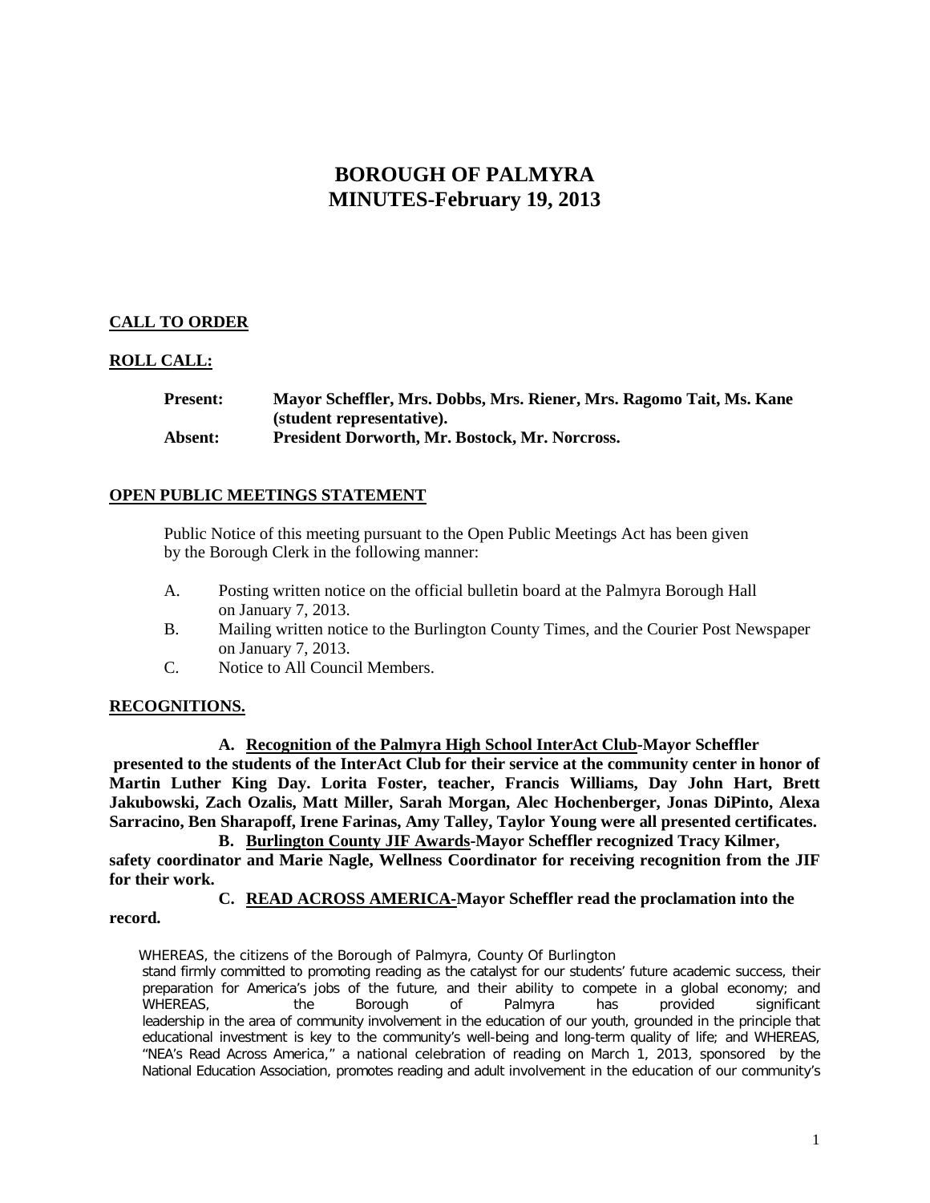# BOROUGH OF PALMYRA
# MINUTES-February 19, 2013

## CALL TO ORDER

## ROLL CALL:

**Present:** **Mayor Scheffler, Mrs. Dobbs, Mrs. Riener, Mrs. Ragomo Tait, Ms. Kane (student representative).**
**Absent:** **President Dorworth, Mr. Bostock, Mr. Norcross.**

## OPEN PUBLIC MEETINGS STATEMENT

Public Notice of this meeting pursuant to the Open Public Meetings Act has been given by the Borough Clerk in the following manner:

A. Posting written notice on the official bulletin board at the Palmyra Borough Hall on January 7, 2013.
B. Mailing written notice to the Burlington County Times, and the Courier Post Newspaper on January 7, 2013.
C. Notice to All Council Members.

## RECOGNITIONS.

**A. Recognition of the Palmyra High School InterAct Club-Mayor Scheffler presented to the students of the InterAct Club for their service at the community center in honor of Martin Luther King Day. Lorita Foster, teacher, Francis Williams, Day John Hart, Brett Jakubowski, Zach Ozalis, Matt Miller, Sarah Morgan, Alec Hochenberger, Jonas DiPinto, Alexa Sarracino, Ben Sharapoff, Irene Farinas, Amy Talley, Taylor Young were all presented certificates.**

**B. Burlington County JIF Awards-Mayor Scheffler recognized Tracy Kilmer, safety coordinator and Marie Nagle, Wellness Coordinator for receiving recognition from the JIF for their work.**

**C. READ ACROSS AMERICA-Mayor Scheffler read the proclamation into the record.**

WHEREAS, the citizens of the Borough of Palmyra, County Of Burlington stand firmly committed to promoting reading as the catalyst for our students' future academic success, their preparation for America's jobs of the future, and their ability to compete in a global economy; and WHEREAS, the Borough of Palmyra has provided significant leadership in the area of community involvement in the education of our youth, grounded in the principle that educational investment is key to the community's well-being and long-term quality of life; and WHEREAS, "NEA's Read Across America," a national celebration of reading on March 1, 2013, sponsored by the National Education Association, promotes reading and adult involvement in the education of our community's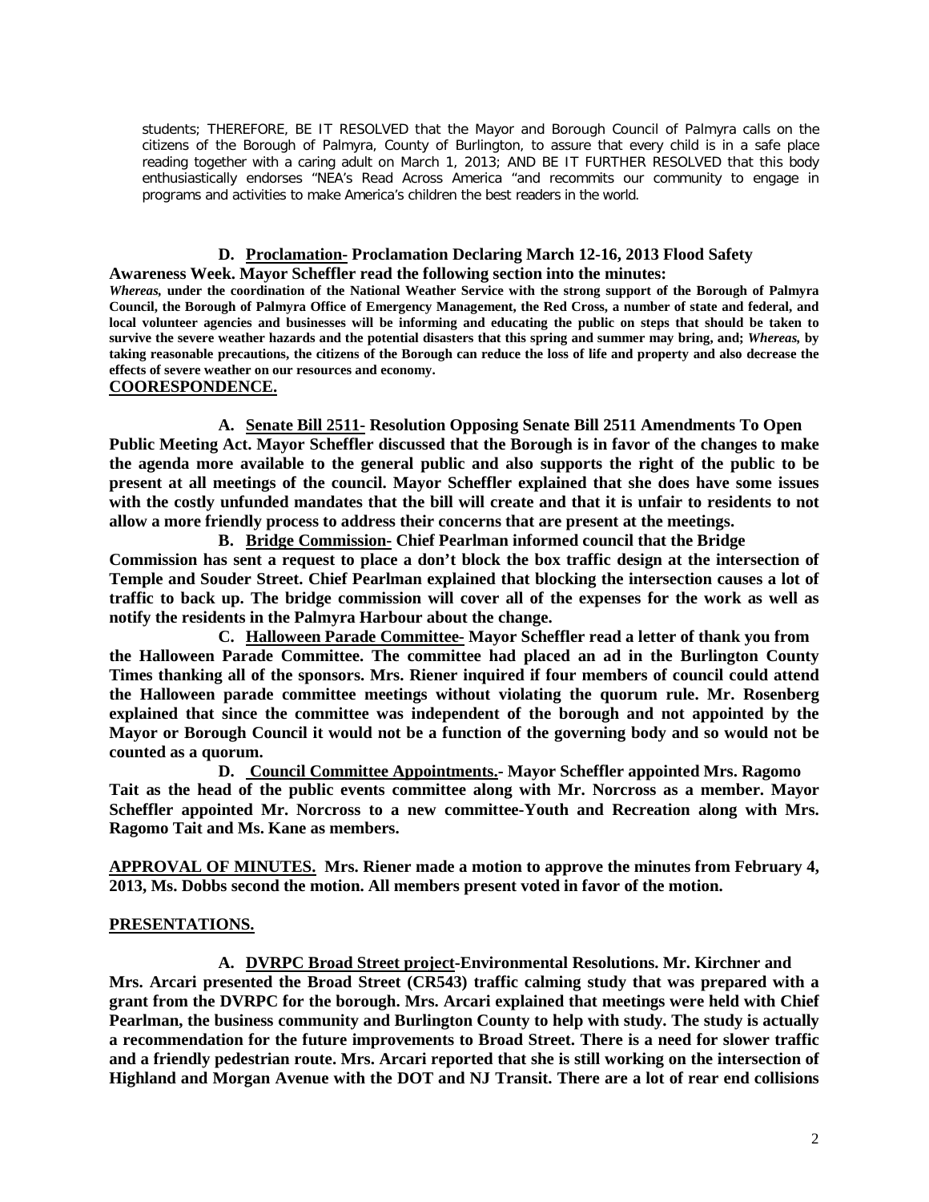students; THEREFORE, BE IT RESOLVED that the Mayor and Borough Council of Palmyra calls on the citizens of the Borough of Palmyra, County of Burlington, to assure that every child is in a safe place reading together with a caring adult on March 1, 2013; AND BE IT FURTHER RESOLVED that this body enthusiastically endorses "NEA's Read Across America "and recommits our community to engage in programs and activities to make America's children the best readers in the world.

**D. Proclamation- Proclamation Declaring March 12-16, 2013 Flood Safety Awareness Week. Mayor Scheffler read the following section into the minutes:**

***Whereas,* under the coordination of the National Weather Service with the strong support of the Borough of Palmyra Council, the Borough of Palmyra Office of Emergency Management, the Red Cross, a number of state and federal, and local volunteer agencies and businesses will be informing and educating the public on steps that should be taken to survive the severe weather hazards and the potential disasters that this spring and summer may bring, and; *Whereas,* by taking reasonable precautions, the citizens of the Borough can reduce the loss of life and property and also decrease the effects of severe weather on our resources and economy.**

**COORESPONDENCE.**

**A. Senate Bill 2511- Resolution Opposing Senate Bill 2511 Amendments To Open Public Meeting Act. Mayor Scheffler discussed that the Borough is in favor of the changes to make the agenda more available to the general public and also supports the right of the public to be present at all meetings of the council. Mayor Scheffler explained that she does have some issues with the costly unfunded mandates that the bill will create and that it is unfair to residents to not allow a more friendly process to address their concerns that are present at the meetings.**

**B. Bridge Commission- Chief Pearlman informed council that the Bridge Commission has sent a request to place a don't block the box traffic design at the intersection of Temple and Souder Street. Chief Pearlman explained that blocking the intersection causes a lot of traffic to back up. The bridge commission will cover all of the expenses for the work as well as notify the residents in the Palmyra Harbour about the change.**

**C. Halloween Parade Committee- Mayor Scheffler read a letter of thank you from the Halloween Parade Committee. The committee had placed an ad in the Burlington County Times thanking all of the sponsors. Mrs. Riener inquired if four members of council could attend the Halloween parade committee meetings without violating the quorum rule. Mr. Rosenberg explained that since the committee was independent of the borough and not appointed by the Mayor or Borough Council it would not be a function of the governing body and so would not be counted as a quorum.**

**D. Council Committee Appointments.- Mayor Scheffler appointed Mrs. Ragomo Tait as the head of the public events committee along with Mr. Norcross as a member. Mayor Scheffler appointed Mr. Norcross to a new committee-Youth and Recreation along with Mrs. Ragomo Tait and Ms. Kane as members.**

**APPROVAL OF MINUTES. Mrs. Riener made a motion to approve the minutes from February 4, 2013, Ms. Dobbs second the motion. All members present voted in favor of the motion.**

**PRESENTATIONS.**

**A. DVRPC Broad Street project-Environmental Resolutions. Mr. Kirchner and Mrs. Arcari presented the Broad Street (CR543) traffic calming study that was prepared with a grant from the DVRPC for the borough. Mrs. Arcari explained that meetings were held with Chief Pearlman, the business community and Burlington County to help with study. The study is actually a recommendation for the future improvements to Broad Street. There is a need for slower traffic and a friendly pedestrian route. Mrs. Arcari reported that she is still working on the intersection of Highland and Morgan Avenue with the DOT and NJ Transit. There are a lot of rear end collisions**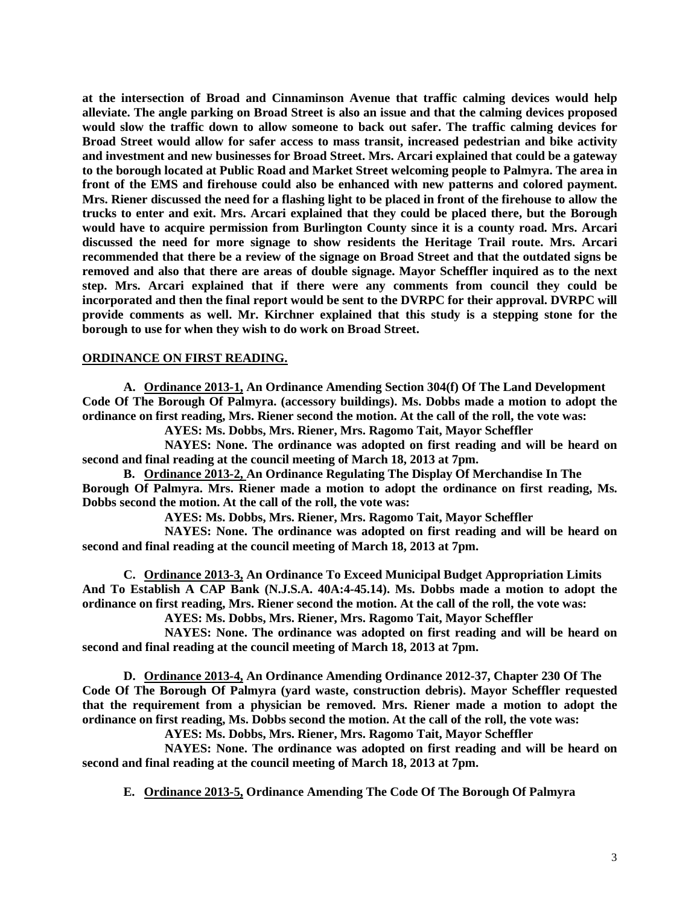**at the intersection of Broad and Cinnaminson Avenue that traffic calming devices would help alleviate. The angle parking on Broad Street is also an issue and that the calming devices proposed would slow the traffic down to allow someone to back out safer. The traffic calming devices for Broad Street would allow for safer access to mass transit, increased pedestrian and bike activity and investment and new businesses for Broad Street. Mrs. Arcari explained that could be a gateway to the borough located at Public Road and Market Street welcoming people to Palmyra. The area in front of the EMS and firehouse could also be enhanced with new patterns and colored payment. Mrs. Riener discussed the need for a flashing light to be placed in front of the firehouse to allow the trucks to enter and exit. Mrs. Arcari explained that they could be placed there, but the Borough would have to acquire permission from Burlington County since it is a county road. Mrs. Arcari discussed the need for more signage to show residents the Heritage Trail route. Mrs. Arcari recommended that there be a review of the signage on Broad Street and that the outdated signs be removed and also that there are areas of double signage. Mayor Scheffler inquired as to the next step. Mrs. Arcari explained that if there were any comments from council they could be incorporated and then the final report would be sent to the DVRPC for their approval. DVRPC will provide comments as well. Mr. Kirchner explained that this study is a stepping stone for the borough to use for when they wish to do work on Broad Street.**

**ORDINANCE ON FIRST READING.**

**A. Ordinance 2013-1, An Ordinance Amending Section 304(f) Of The Land Development Code Of The Borough Of Palmyra. (accessory buildings). Ms. Dobbs made a motion to adopt the ordinance on first reading, Mrs. Riener second the motion. At the call of the roll, the vote was:**

**AYES: Ms. Dobbs, Mrs. Riener, Mrs. Ragomo Tait, Mayor Scheffler**

**NAYES: None. The ordinance was adopted on first reading and will be heard on second and final reading at the council meeting of March 18, 2013 at 7pm.**

**B. Ordinance 2013-2, An Ordinance Regulating The Display Of Merchandise In The Borough Of Palmyra. Mrs. Riener made a motion to adopt the ordinance on first reading, Ms. Dobbs second the motion. At the call of the roll, the vote was:**

**AYES: Ms. Dobbs, Mrs. Riener, Mrs. Ragomo Tait, Mayor Scheffler**

**NAYES: None. The ordinance was adopted on first reading and will be heard on second and final reading at the council meeting of March 18, 2013 at 7pm.**

**C. Ordinance 2013-3, An Ordinance To Exceed Municipal Budget Appropriation Limits And To Establish A CAP Bank (N.J.S.A. 40A:4-45.14). Ms. Dobbs made a motion to adopt the ordinance on first reading, Mrs. Riener second the motion. At the call of the roll, the vote was:**

**AYES: Ms. Dobbs, Mrs. Riener, Mrs. Ragomo Tait, Mayor Scheffler**

**NAYES: None. The ordinance was adopted on first reading and will be heard on second and final reading at the council meeting of March 18, 2013 at 7pm.**

**D. Ordinance 2013-4, An Ordinance Amending Ordinance 2012-37, Chapter 230 Of The Code Of The Borough Of Palmyra (yard waste, construction debris). Mayor Scheffler requested that the requirement from a physician be removed. Mrs. Riener made a motion to adopt the ordinance on first reading, Ms. Dobbs second the motion. At the call of the roll, the vote was:**

**AYES: Ms. Dobbs, Mrs. Riener, Mrs. Ragomo Tait, Mayor Scheffler**

**NAYES: None. The ordinance was adopted on first reading and will be heard on second and final reading at the council meeting of March 18, 2013 at 7pm.**

**E. Ordinance 2013-5, Ordinance Amending The Code Of The Borough Of Palmyra**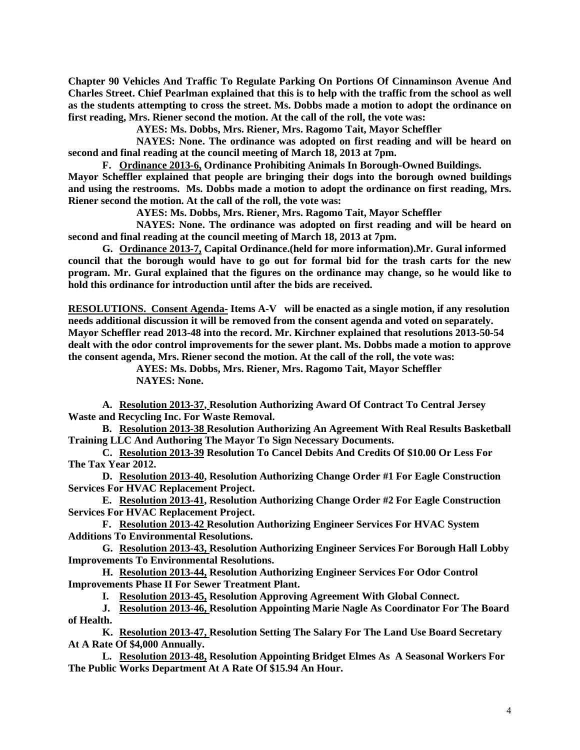**Chapter 90 Vehicles And Traffic To Regulate Parking On Portions Of Cinnaminson Avenue And Charles Street. Chief Pearlman explained that this is to help with the traffic from the school as well as the students attempting to cross the street. Ms. Dobbs made a motion to adopt the ordinance on first reading, Mrs. Riener second the motion. At the call of the roll, the vote was:**

**AYES: Ms. Dobbs, Mrs. Riener, Mrs. Ragomo Tait, Mayor Scheffler**

**NAYES: None. The ordinance was adopted on first reading and will be heard on second and final reading at the council meeting of March 18, 2013 at 7pm.**

**F. <u>Ordinance 2013-6,</u> Ordinance Prohibiting Animals In Borough-Owned Buildings. Mayor Scheffler explained that people are bringing their dogs into the borough owned buildings and using the restrooms. Ms. Dobbs made a motion to adopt the ordinance on first reading, Mrs. Riener second the motion. At the call of the roll, the vote was:**

**AYES: Ms. Dobbs, Mrs. Riener, Mrs. Ragomo Tait, Mayor Scheffler**

**NAYES: None. The ordinance was adopted on first reading and will be heard on second and final reading at the council meeting of March 18, 2013 at 7pm.**

**G. <u>Ordinance 2013-7,</u> Capital Ordinance.(held for more information).Mr. Gural informed council that the borough would have to go out for formal bid for the trash carts for the new program. Mr. Gural explained that the figures on the ordinance may change, so he would like to hold this ordinance for introduction until after the bids are received.**

**<u>RESOLUTIONS. Consent Agenda-</u> Items A-V will be enacted as a single motion, if any resolution needs additional discussion it will be removed from the consent agenda and voted on separately. Mayor Scheffler read 2013-48 into the record. Mr. Kirchner explained that resolutions 2013-50-54 dealt with the odor control improvements for the sewer plant. Ms. Dobbs made a motion to approve the consent agenda, Mrs. Riener second the motion. At the call of the roll, the vote was:**

**AYES: Ms. Dobbs, Mrs. Riener, Mrs. Ragomo Tait, Mayor Scheffler**
**NAYES: None.**

**A. <u>Resolution 2013-37,</u> Resolution Authorizing Award Of Contract To Central Jersey Waste and Recycling Inc. For Waste Removal.**

**B. <u>Resolution 2013-38</u> Resolution Authorizing An Agreement With Real Results Basketball Training LLC And Authoring The Mayor To Sign Necessary Documents.**

**C. <u>Resolution 2013-39</u> Resolution To Cancel Debits And Credits Of $10.00 Or Less For The Tax Year 2012.**

**D. <u>Resolution 2013-40,</u> Resolution Authorizing Change Order #1 For Eagle Construction Services For HVAC Replacement Project.**

**E. <u>Resolution 2013-41,</u> Resolution Authorizing Change Order #2 For Eagle Construction Services For HVAC Replacement Project.**

**F. <u>Resolution 2013-42</u> Resolution Authorizing Engineer Services For HVAC System Additions To Environmental Resolutions.**

**G. <u>Resolution 2013-43,</u> Resolution Authorizing Engineer Services For Borough Hall Lobby Improvements To Environmental Resolutions.**

**H. <u>Resolution 2013-44,</u> Resolution Authorizing Engineer Services For Odor Control Improvements Phase II For Sewer Treatment Plant.**

**I. <u>Resolution 2013-45,</u> Resolution Approving Agreement With Global Connect.**

**J. <u>Resolution 2013-46,</u> Resolution Appointing Marie Nagle As Coordinator For The Board of Health.**

**K. <u>Resolution 2013-47,</u> Resolution Setting The Salary For The Land Use Board Secretary At A Rate Of $4,000 Annually.**

**L. <u>Resolution 2013-48,</u> Resolution Appointing Bridget Elmes As A Seasonal Workers For The Public Works Department At A Rate Of $15.94 An Hour.**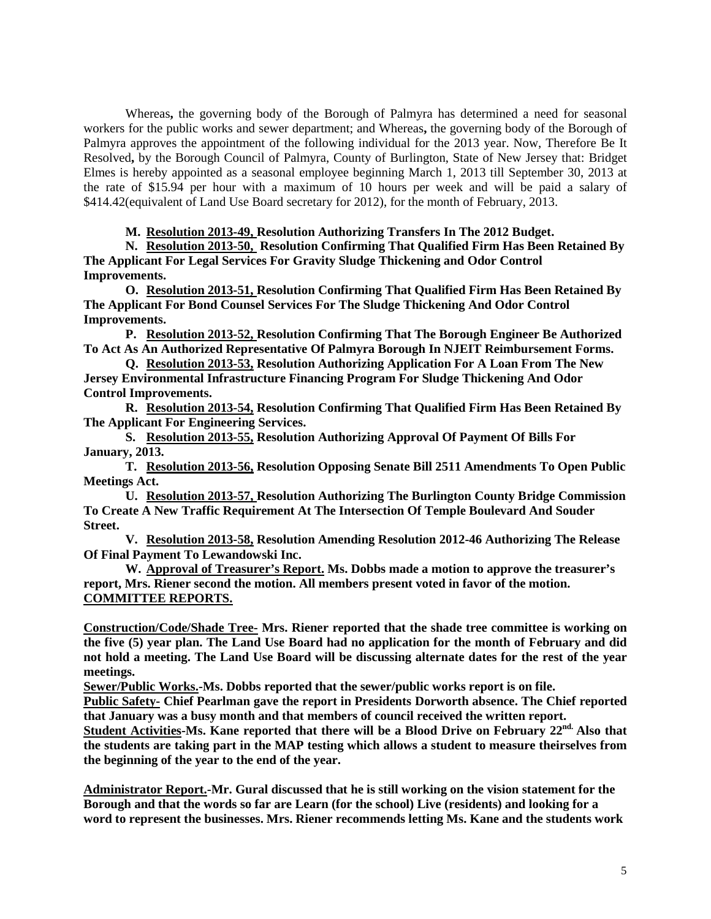Whereas**,** the governing body of the Borough of Palmyra has determined a need for seasonal workers for the public works and sewer department; and Whereas**,** the governing body of the Borough of Palmyra approves the appointment of the following individual for the 2013 year. Now, Therefore Be It Resolved**,** by the Borough Council of Palmyra, County of Burlington, State of New Jersey that: Bridget Elmes is hereby appointed as a seasonal employee beginning March 1, 2013 till September 30, 2013 at the rate of $15.94 per hour with a maximum of 10 hours per week and will be paid a salary of $414.42(equivalent of Land Use Board secretary for 2012), for the month of February, 2013.

**M. <u>Resolution 2013-49,</u> Resolution Authorizing Transfers In The 2012 Budget.**

**N. <u>Resolution 2013-50,</u> Resolution Confirming That Qualified Firm Has Been Retained By The Applicant For Legal Services For Gravity Sludge Thickening and Odor Control Improvements.**

**O. <u>Resolution 2013-51,</u> Resolution Confirming That Qualified Firm Has Been Retained By The Applicant For Bond Counsel Services For The Sludge Thickening And Odor Control Improvements.**

**P. <u>Resolution 2013-52,</u> Resolution Confirming That The Borough Engineer Be Authorized To Act As An Authorized Representative Of Palmyra Borough In NJEIT Reimbursement Forms.**

**Q. <u>Resolution 2013-53,</u> Resolution Authorizing Application For A Loan From The New Jersey Environmental Infrastructure Financing Program For Sludge Thickening And Odor Control Improvements.**

**R. <u>Resolution 2013-54,</u> Resolution Confirming That Qualified Firm Has Been Retained By The Applicant For Engineering Services.**

**S. <u>Resolution 2013-55,</u> Resolution Authorizing Approval Of Payment Of Bills For January, 2013.**

**T. <u>Resolution 2013-56,</u> Resolution Opposing Senate Bill 2511 Amendments To Open Public Meetings Act.**

**U. <u>Resolution 2013-57,</u> Resolution Authorizing The Burlington County Bridge Commission To Create A New Traffic Requirement At The Intersection Of Temple Boulevard And Souder Street.**

**V. <u>Resolution 2013-58,</u> Resolution Amending Resolution 2012-46 Authorizing The Release Of Final Payment To Lewandowski Inc.**

**W. <u>Approval of Treasurer's Report.</u> Ms. Dobbs made a motion to approve the treasurer's report, Mrs. Riener second the motion. All members present voted in favor of the motion.**

**<u>COMMITTEE REPORTS.</u>**

**<u>Construction/Code/Shade Tree-</u> Mrs. Riener reported that the shade tree committee is working on the five (5) year plan. The Land Use Board had no application for the month of February and did not hold a meeting. The Land Use Board will be discussing alternate dates for the rest of the year meetings.**

**<u>Sewer/Public Works.</u>-Ms. Dobbs reported that the sewer/public works report is on file.**

**<u>Public Safety-</u> Chief Pearlman gave the report in Presidents Dorworth absence. The Chief reported that January was a busy month and that members of council received the written report.**

**<u>Student Activities</u>-Ms. Kane reported that there will be a Blood Drive on February 22nd. Also that the students are taking part in the MAP testing which allows a student to measure theirselves from the beginning of the year to the end of the year.**

**<u>Administrator Report.</u>-Mr. Gural discussed that he is still working on the vision statement for the Borough and that the words so far are Learn (for the school) Live (residents) and looking for a word to represent the businesses. Mrs. Riener recommends letting Ms. Kane and the students work**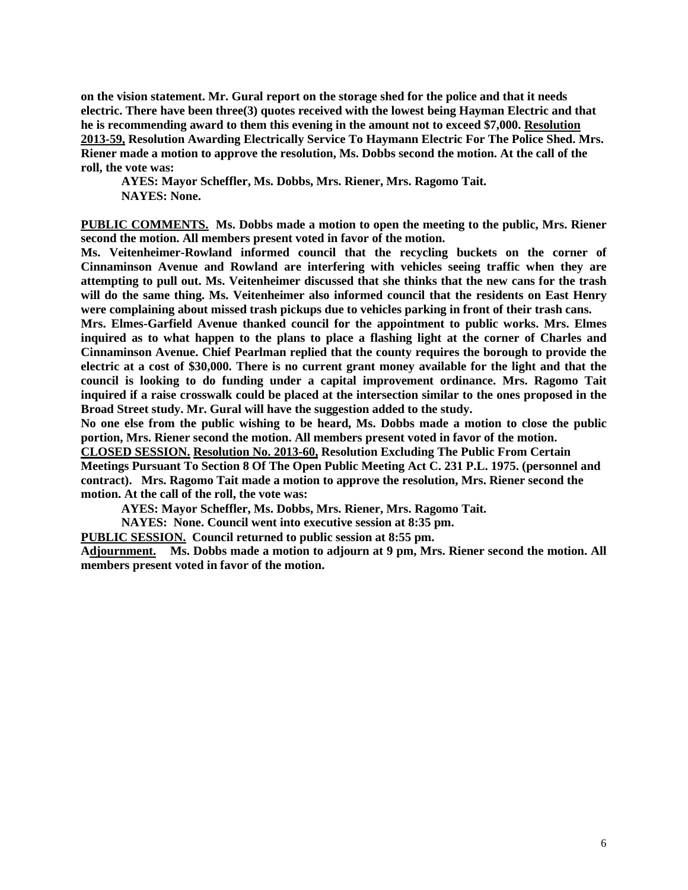**on the vision statement. Mr. Gural report on the storage shed for the police and that it needs electric. There have been three(3) quotes received with the lowest being Hayman Electric and that he is recommending award to them this evening in the amount not to exceed $7,000. <u>Resolution 2013-59,</u> Resolution Awarding Electrically Service To Haymann Electric For The Police Shed. Mrs. Riener made a motion to approve the resolution, Ms. Dobbs second the motion. At the call of the roll, the vote was:**

**AYES: Mayor Scheffler, Ms. Dobbs, Mrs. Riener, Mrs. Ragomo Tait.**
**NAYES: None.**

**<u>PUBLIC COMMENTS.</u> Ms. Dobbs made a motion to open the meeting to the public, Mrs. Riener second the motion. All members present voted in favor of the motion.**

**Ms. Veitenheimer-Rowland informed council that the recycling buckets on the corner of Cinnaminson Avenue and Rowland are interfering with vehicles seeing traffic when they are attempting to pull out. Ms. Veitenheimer discussed that she thinks that the new cans for the trash will do the same thing. Ms. Veitenheimer also informed council that the residents on East Henry were complaining about missed trash pickups due to vehicles parking in front of their trash cans.**

**Mrs. Elmes-Garfield Avenue thanked council for the appointment to public works. Mrs. Elmes inquired as to what happen to the plans to place a flashing light at the corner of Charles and Cinnaminson Avenue. Chief Pearlman replied that the county requires the borough to provide the electric at a cost of $30,000. There is no current grant money available for the light and that the council is looking to do funding under a capital improvement ordinance. Mrs. Ragomo Tait inquired if a raise crosswalk could be placed at the intersection similar to the ones proposed in the Broad Street study. Mr. Gural will have the suggestion added to the study.**

**No one else from the public wishing to be heard, Ms. Dobbs made a motion to close the public portion, Mrs. Riener second the motion. All members present voted in favor of the motion.**

**<u>CLOSED SESSION.</u> <u>Resolution No. 2013-60,</u> Resolution Excluding The Public From Certain Meetings Pursuant To Section 8 Of The Open Public Meeting Act C. 231 P.L. 1975. (personnel and contract). Mrs. Ragomo Tait made a motion to approve the resolution, Mrs. Riener second the motion. At the call of the roll, the vote was:**

**AYES: Mayor Scheffler, Ms. Dobbs, Mrs. Riener, Mrs. Ragomo Tait.**
**NAYES: None. Council went into executive session at 8:35 pm.**

**<u>PUBLIC SESSION.</u> Council returned to public session at 8:55 pm.**

**<u>Adjournment.</u> Ms. Dobbs made a motion to adjourn at 9 pm, Mrs. Riener second the motion. All members present voted in favor of the motion.**